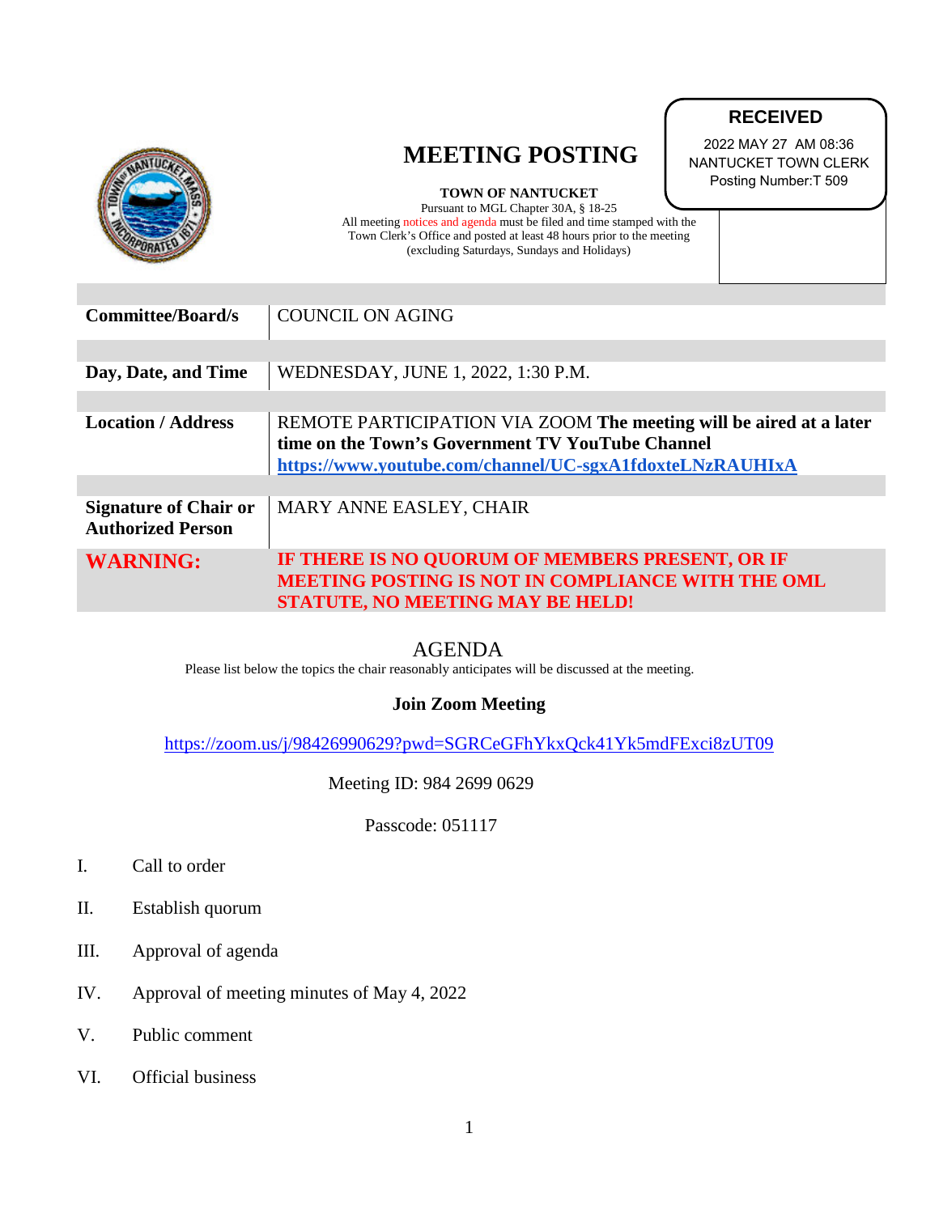# MEETING POSTING

**RECEVED**

2022 MAY 27 AM 08:36
NANTUCKET TOWN CLERK
Posting Number:T 509

**TOWN OF NANTUCKET**
Pursuant to MGL Chapter 30A, § 18-25
All meeting notices and agenda must be filed and time stamped with the Town Clerk's Office and posted at least 48 hours prior to the meeting (excluding Saturdays, Sundays and Holidays)

| | |
|---|---|
| **Committee/Board/s** | COUNCIL ON AGING |
| **Day, Date, and Time** | WEDNESDAY, JUNE 1, 2022, 1:30 P.M. |
| **Location / Address** | REMOTE PARTICIPATION VIA ZOOM **The meeting will be aired at a later time on the Town's Government TV YouTube Channel** **https://www.youtube.com/channel/UC-sgxA1fdoxteLNzRAUHIxA** |
| **Signature of Chair or Authorized Person** | MARY ANNE EASLEY, CHAIR |
| **WARNING:** | **IF THERE IS NO QUORUM OF MEMBERS PRESENT, OR IF MEETING POSTING IS NOT IN COMPLIANCE WITH THE OML STATUTE, NO MEETING MAY BE HELD!** |

## AGENDA

Please list below the topics the chair reasonably anticipates will be discussed at the meeting.

**Join Zoom Meeting**

https://zoom.us/j/98426990629?pwd=SGRCeGFhYkxQck41Yk5mdFExci8zUT09

Meeting ID: 984 2699 0629

Passcode: 051117

I. Call to order

II. Establish quorum

III. Approval of agenda

IV. Approval of meeting minutes of May 4, 2022

V. Public comment

VI. Official business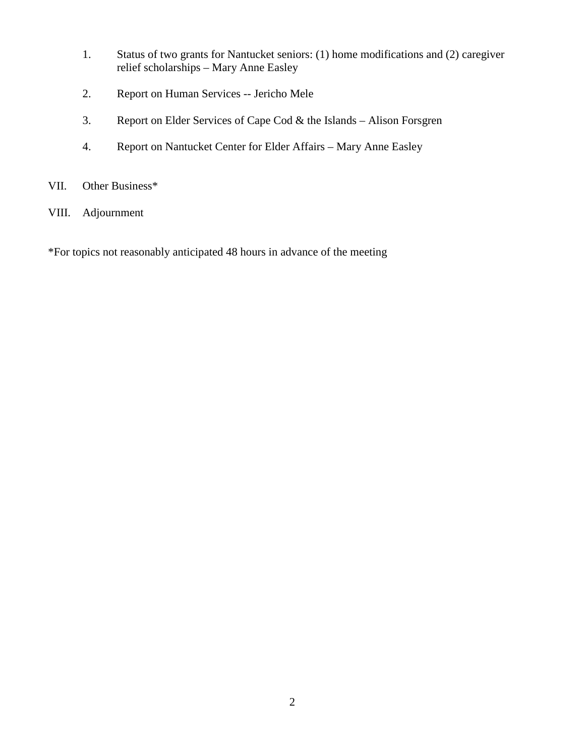1. Status of two grants for Nantucket seniors: (1) home modifications and (2) caregiver relief scholarships – Mary Anne Easley

2. Report on Human Services -- Jericho Mele

3. Report on Elder Services of Cape Cod & the Islands – Alison Forsgren

4. Report on Nantucket Center for Elder Affairs – Mary Anne Easley

VII. Other Business*

VIII. Adjournment

*For topics not reasonably anticipated 48 hours in advance of the meeting